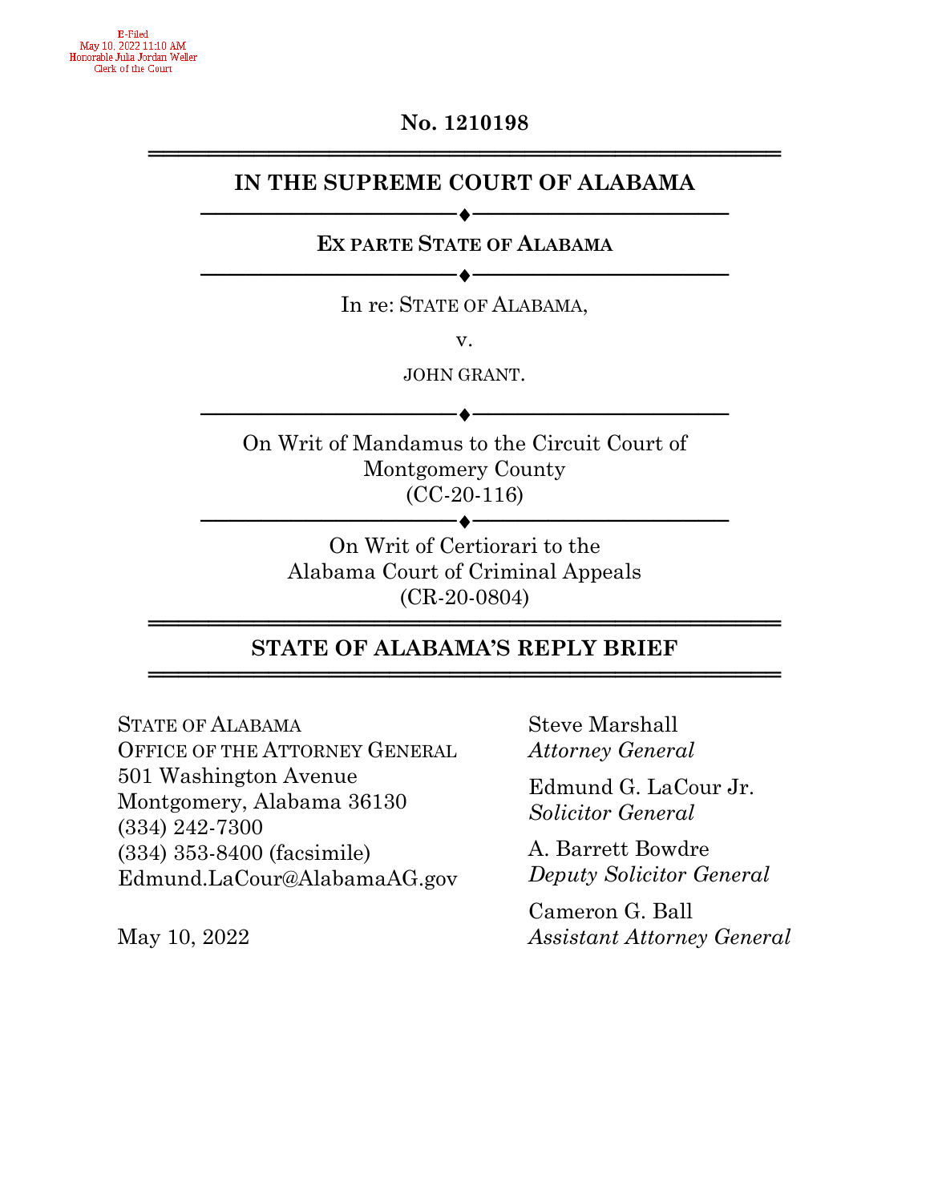E-Filed
May 10, 2022 11:10 AM
Honorable Julia Jordan Weller
Clerk of the Court

**No. 1210198**

---

# IN THE SUPREME COURT OF ALABAMA

---

**EX PARTE STATE OF ALABAMA**

---

In re: STATE OF ALABAMA,

v.

JOHN GRANT.

---

On Writ of Mandamus to the Circuit Court of Montgomery County
(CC-20-116)

---

On Writ of Certiorari to the
Alabama Court of Criminal Appeals
(CR-20-0804)

---

## STATE OF ALABAMA'S REPLY BRIEF

---

STATE OF ALABAMA
OFFICE OF THE ATTORNEY GENERAL
501 Washington Avenue
Montgomery, Alabama 36130
(334) 242-7300
(334) 353-8400 (facsimile)
Edmund.LaCour@AlabamaAG.gov

May 10, 2022

Steve Marshall
*Attorney General*

Edmund G. LaCour Jr.
*Solicitor General*

A. Barrett Bowdre
*Deputy Solicitor General*

Cameron G. Ball
*Assistant Attorney General*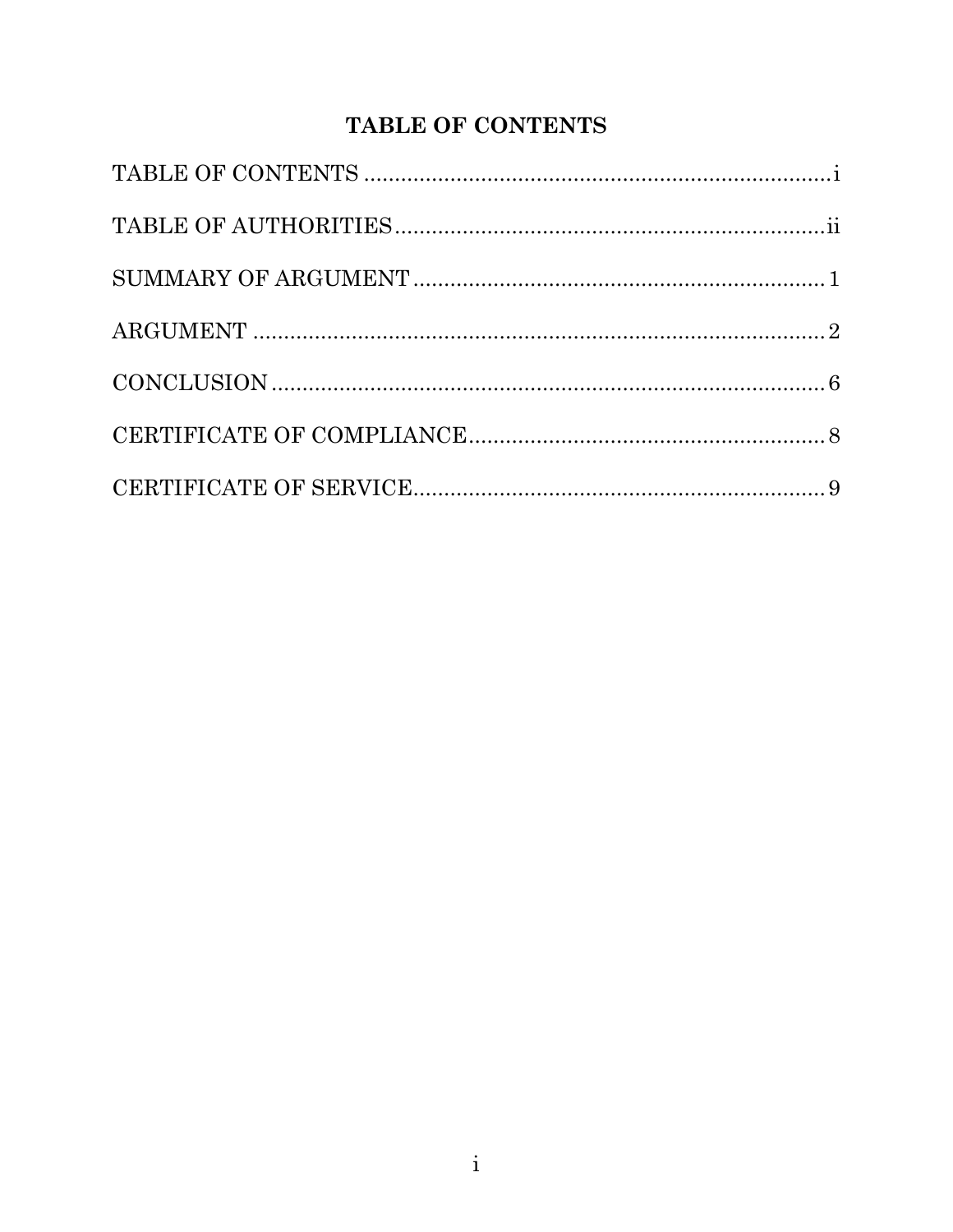# TABLE OF CONTENTS

TABLE OF CONTENTS ............................................................................ i

TABLE OF AUTHORITIES ...................................................................... ii

SUMMARY OF ARGUMENT .................................................................. 1

ARGUMENT ........................................................................................... 2

CONCLUSION ........................................................................................ 6

CERTIFICATE OF COMPLIANCE .......................................................... 8

CERTIFICATE OF SERVICE ................................................................... 9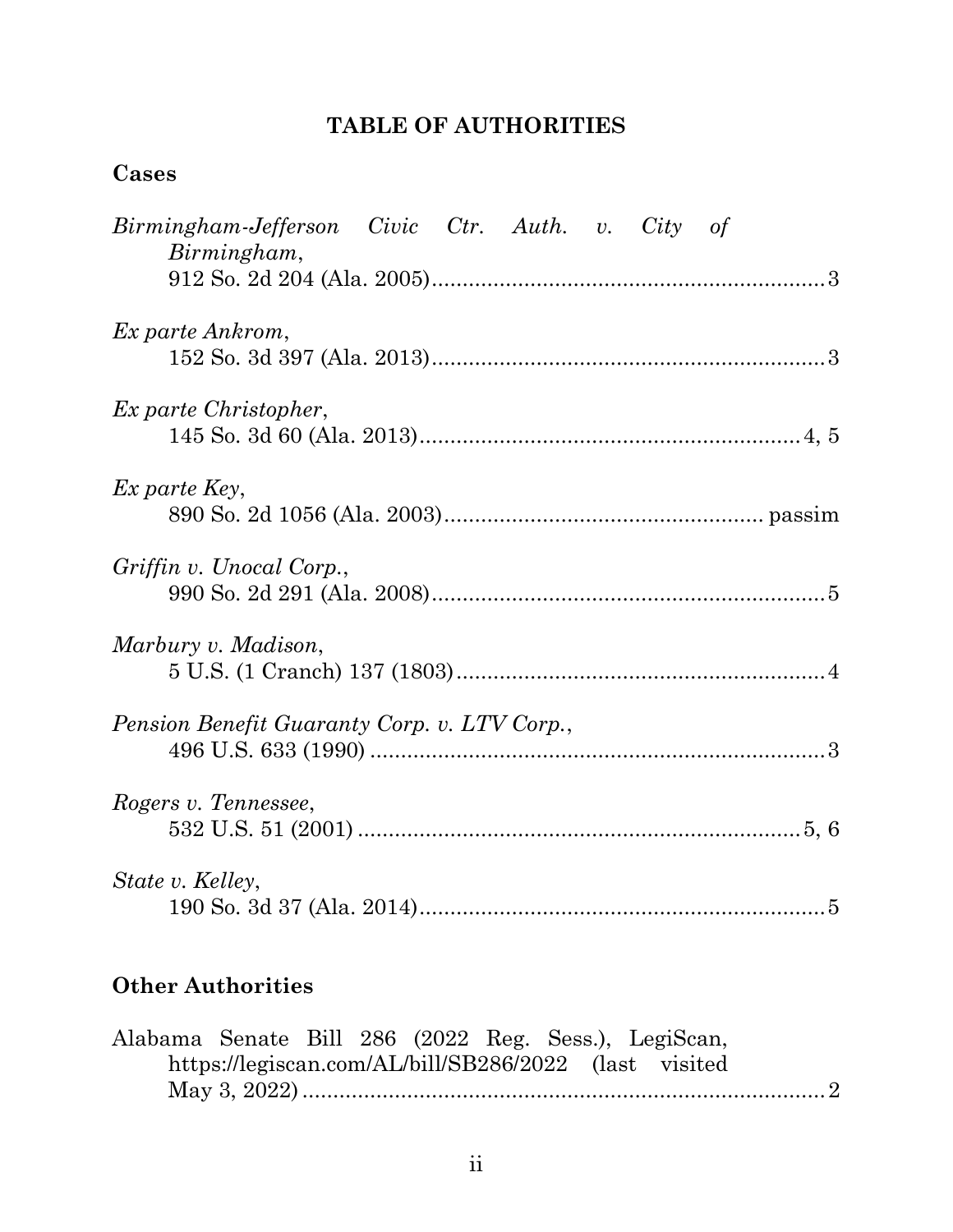# TABLE OF AUTHORITIES

## Cases

*Birmingham-Jefferson Civic Ctr. Auth. v. City of Birmingham*, 912 So. 2d 204 (Ala. 2005) ........ 3

*Ex parte Ankrom*, 152 So. 3d 397 (Ala. 2013) ........ 3

*Ex parte Christopher*, 145 So. 3d 60 (Ala. 2013) ........ 4, 5

*Ex parte Key*, 890 So. 2d 1056 (Ala. 2003) ........ passim

*Griffin v. Unocal Corp.*, 990 So. 2d 291 (Ala. 2008) ........ 5

*Marbury v. Madison*, 5 U.S. (1 Cranch) 137 (1803) ........ 4

*Pension Benefit Guaranty Corp. v. LTV Corp.*, 496 U.S. 633 (1990) ........ 3

*Rogers v. Tennessee*, 532 U.S. 51 (2001) ........ 5, 6

*State v. Kelley*, 190 So. 3d 37 (Ala. 2014) ........ 5

## Other Authorities

Alabama Senate Bill 286 (2022 Reg. Sess.), LegiScan, https://legiscan.com/AL/bill/SB286/2022 (last visited May 3, 2022) ........ 2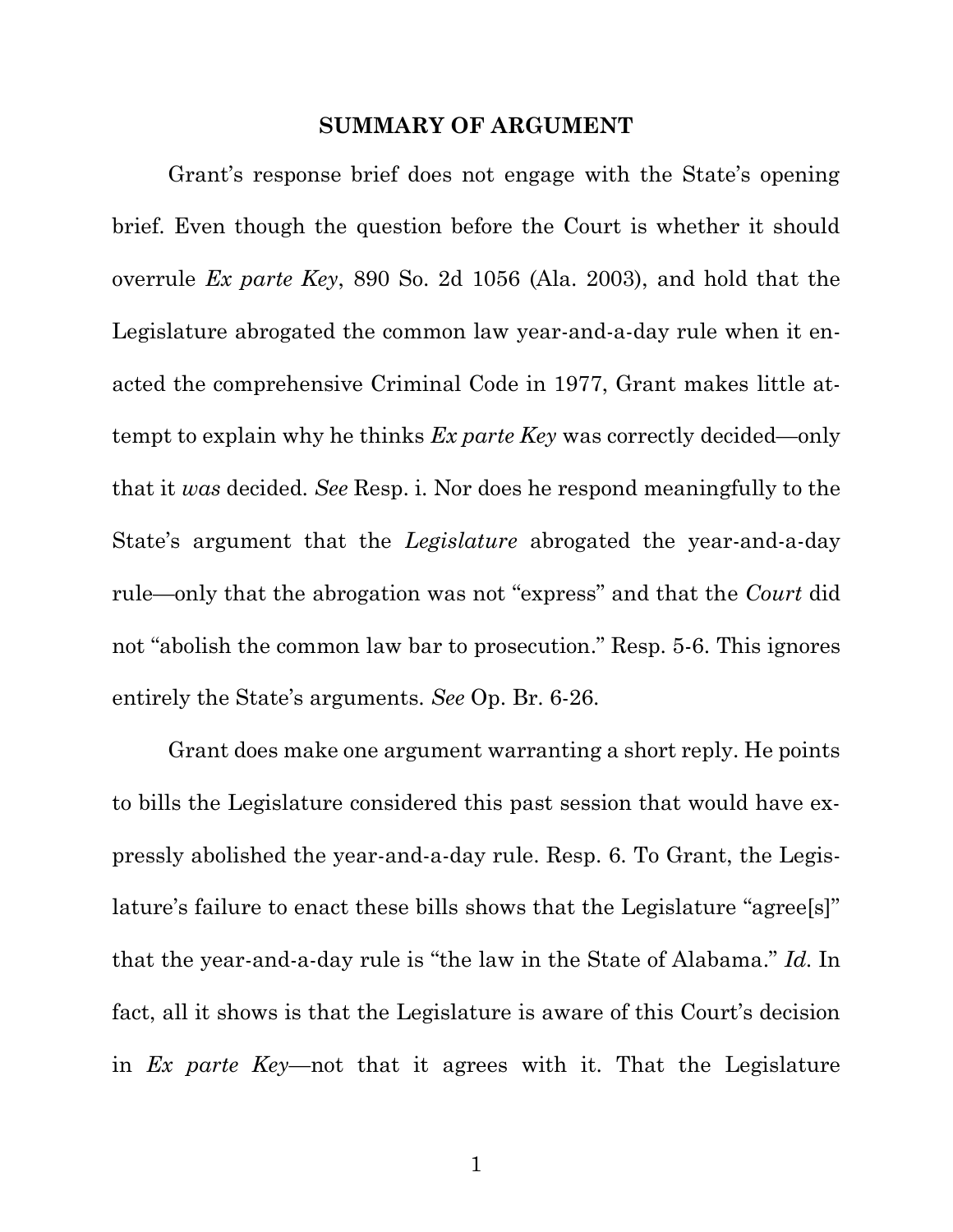## SUMMARY OF ARGUMENT

Grant's response brief does not engage with the State's opening brief. Even though the question before the Court is whether it should overrule *Ex parte Key*, 890 So. 2d 1056 (Ala. 2003), and hold that the Legislature abrogated the common law year-and-a-day rule when it enacted the comprehensive Criminal Code in 1977, Grant makes little attempt to explain why he thinks *Ex parte Key* was correctly decided—only that it *was* decided. *See* Resp. i. Nor does he respond meaningfully to the State's argument that the *Legislature* abrogated the year-and-a-day rule—only that the abrogation was not "express" and that the *Court* did not "abolish the common law bar to prosecution." Resp. 5-6. This ignores entirely the State's arguments. *See* Op. Br. 6-26.

Grant does make one argument warranting a short reply. He points to bills the Legislature considered this past session that would have expressly abolished the year-and-a-day rule. Resp. 6. To Grant, the Legislature's failure to enact these bills shows that the Legislature "agree[s]" that the year-and-a-day rule is "the law in the State of Alabama." *Id.* In fact, all it shows is that the Legislature is aware of this Court's decision in *Ex parte Key*—not that it agrees with it. That the Legislature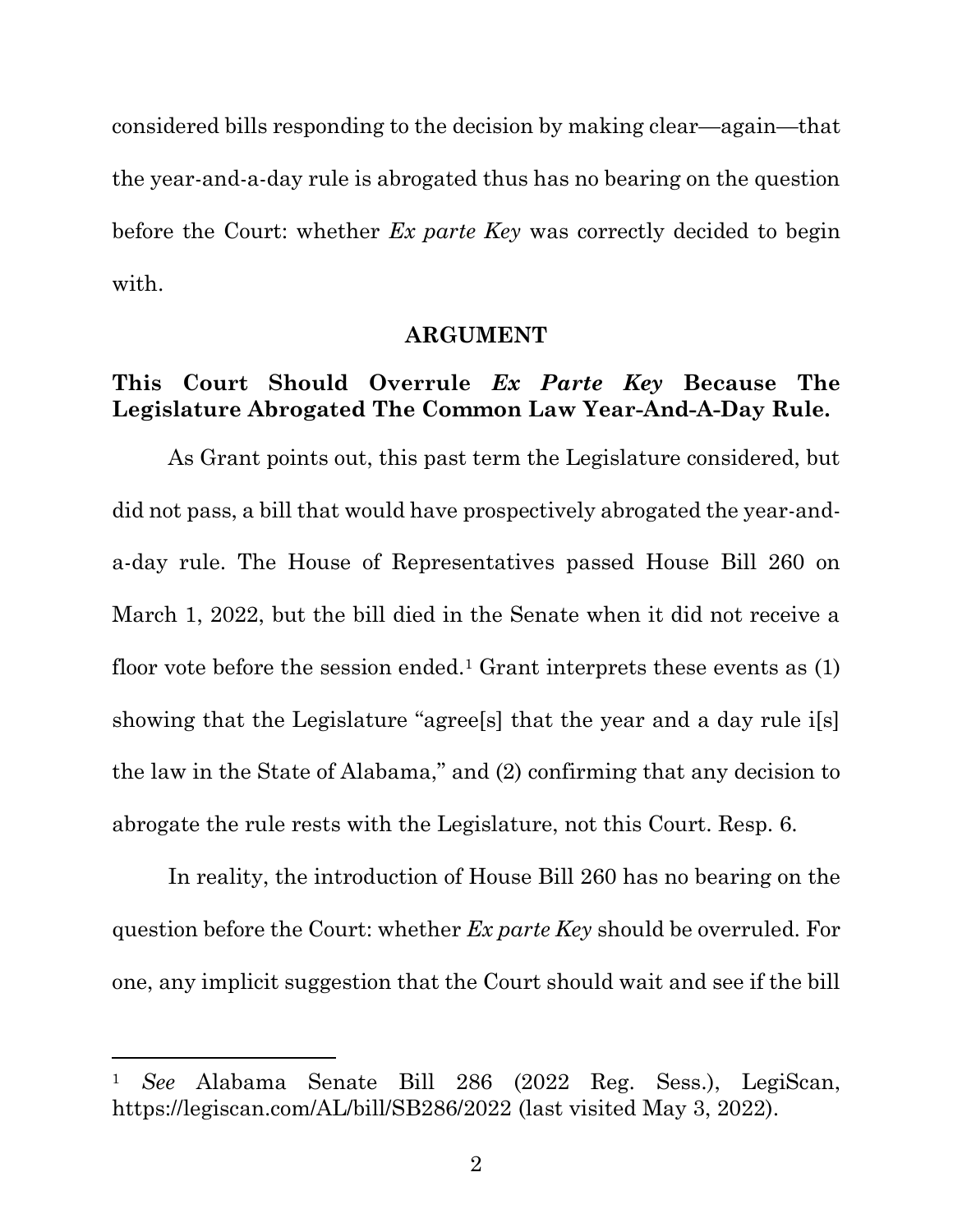considered bills responding to the decision by making clear—again—that the year-and-a-day rule is abrogated thus has no bearing on the question before the Court: whether *Ex parte Key* was correctly decided to begin with.

## ARGUMENT

### This Court Should Overrule *Ex Parte Key* Because The Legislature Abrogated The Common Law Year-And-A-Day Rule.

As Grant points out, this past term the Legislature considered, but did not pass, a bill that would have prospectively abrogated the year-and-a-day rule. The House of Representatives passed House Bill 260 on March 1, 2022, but the bill died in the Senate when it did not receive a floor vote before the session ended.[1] Grant interprets these events as (1) showing that the Legislature "agree[s] that the year and a day rule i[s] the law in the State of Alabama," and (2) confirming that any decision to abrogate the rule rests with the Legislature, not this Court. Resp. 6.

In reality, the introduction of House Bill 260 has no bearing on the question before the Court: whether *Ex parte Key* should be overruled. For one, any implicit suggestion that the Court should wait and see if the bill

---

[1] *See* Alabama Senate Bill 286 (2022 Reg. Sess.), LegiScan, https://legiscan.com/AL/bill/SB286/2022 (last visited May 3, 2022).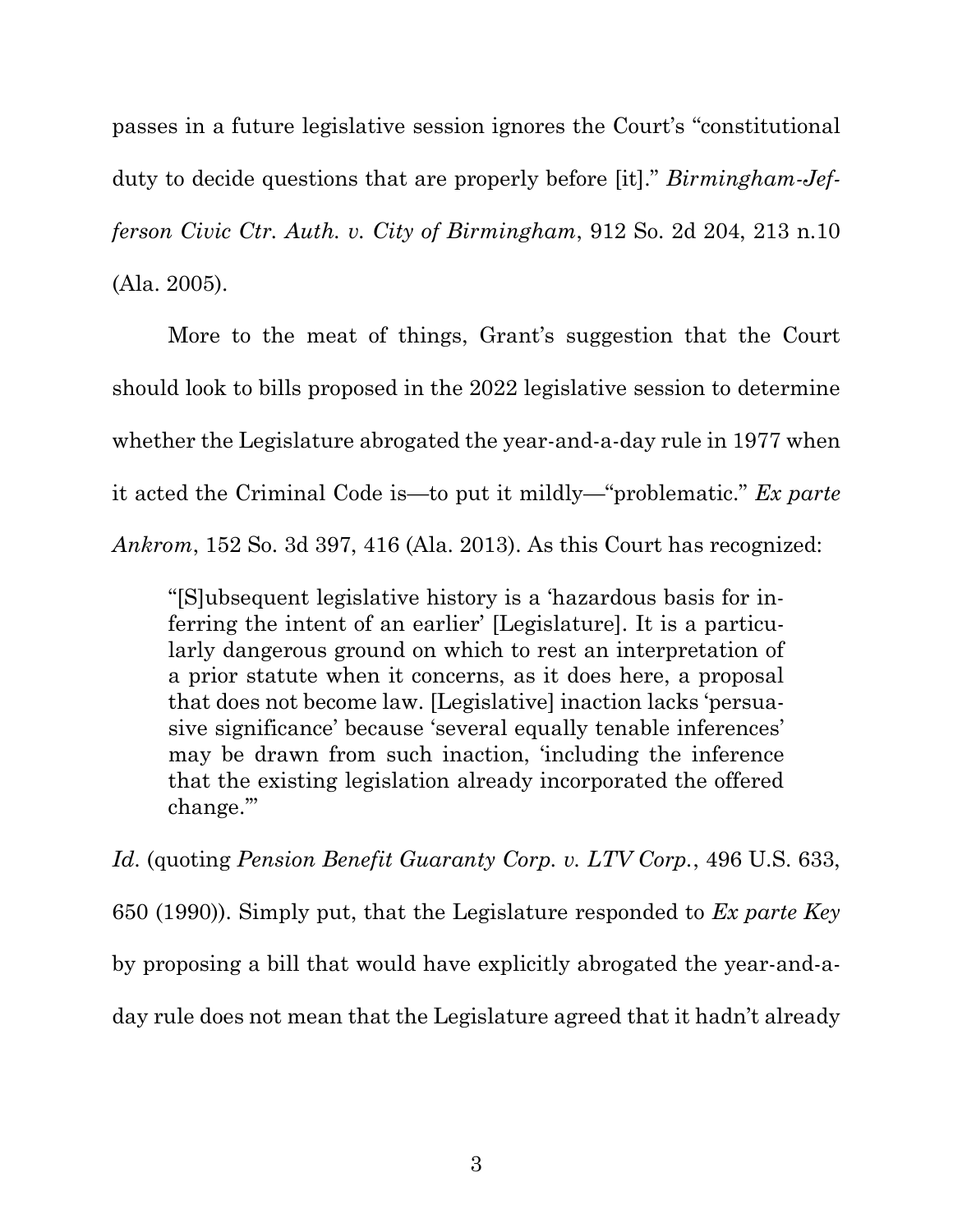passes in a future legislative session ignores the Court's "constitutional duty to decide questions that are properly before [it]." *Birmingham-Jefferson Civic Ctr. Auth. v. City of Birmingham*, 912 So. 2d 204, 213 n.10 (Ala. 2005).

More to the meat of things, Grant's suggestion that the Court should look to bills proposed in the 2022 legislative session to determine whether the Legislature abrogated the year-and-a-day rule in 1977 when it acted the Criminal Code is—to put it mildly—"problematic." *Ex parte Ankrom*, 152 So. 3d 397, 416 (Ala. 2013). As this Court has recognized:

> "[S]ubsequent legislative history is a 'hazardous basis for inferring the intent of an earlier' [Legislature]. It is a particularly dangerous ground on which to rest an interpretation of a prior statute when it concerns, as it does here, a proposal that does not become law. [Legislative] inaction lacks 'persuasive significance' because 'several equally tenable inferences' may be drawn from such inaction, 'including the inference that the existing legislation already incorporated the offered change.'"

*Id.* (quoting *Pension Benefit Guaranty Corp. v. LTV Corp.*, 496 U.S. 633, 650 (1990)). Simply put, that the Legislature responded to *Ex parte Key* by proposing a bill that would have explicitly abrogated the year-and-a-day rule does not mean that the Legislature agreed that it hadn't already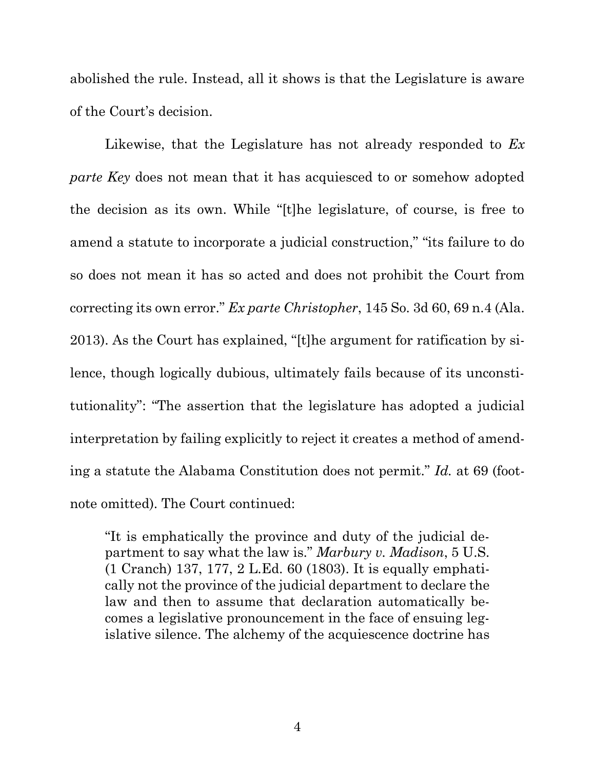abolished the rule. Instead, all it shows is that the Legislature is aware of the Court's decision.

Likewise, that the Legislature has not already responded to *Ex parte Key* does not mean that it has acquiesced to or somehow adopted the decision as its own. While "[t]he legislature, of course, is free to amend a statute to incorporate a judicial construction," "its failure to do so does not mean it has so acted and does not prohibit the Court from correcting its own error." *Ex parte Christopher*, 145 So. 3d 60, 69 n.4 (Ala. 2013). As the Court has explained, "[t]he argument for ratification by silence, though logically dubious, ultimately fails because of its unconstitutionality": "The assertion that the legislature has adopted a judicial interpretation by failing explicitly to reject it creates a method of amending a statute the Alabama Constitution does not permit." *Id.* at 69 (footnote omitted). The Court continued:

> "It is emphatically the province and duty of the judicial department to say what the law is." *Marbury v. Madison*, 5 U.S. (1 Cranch) 137, 177, 2 L.Ed. 60 (1803). It is equally emphatically not the province of the judicial department to declare the law and then to assume that declaration automatically becomes a legislative pronouncement in the face of ensuing legislative silence. The alchemy of the acquiescence doctrine has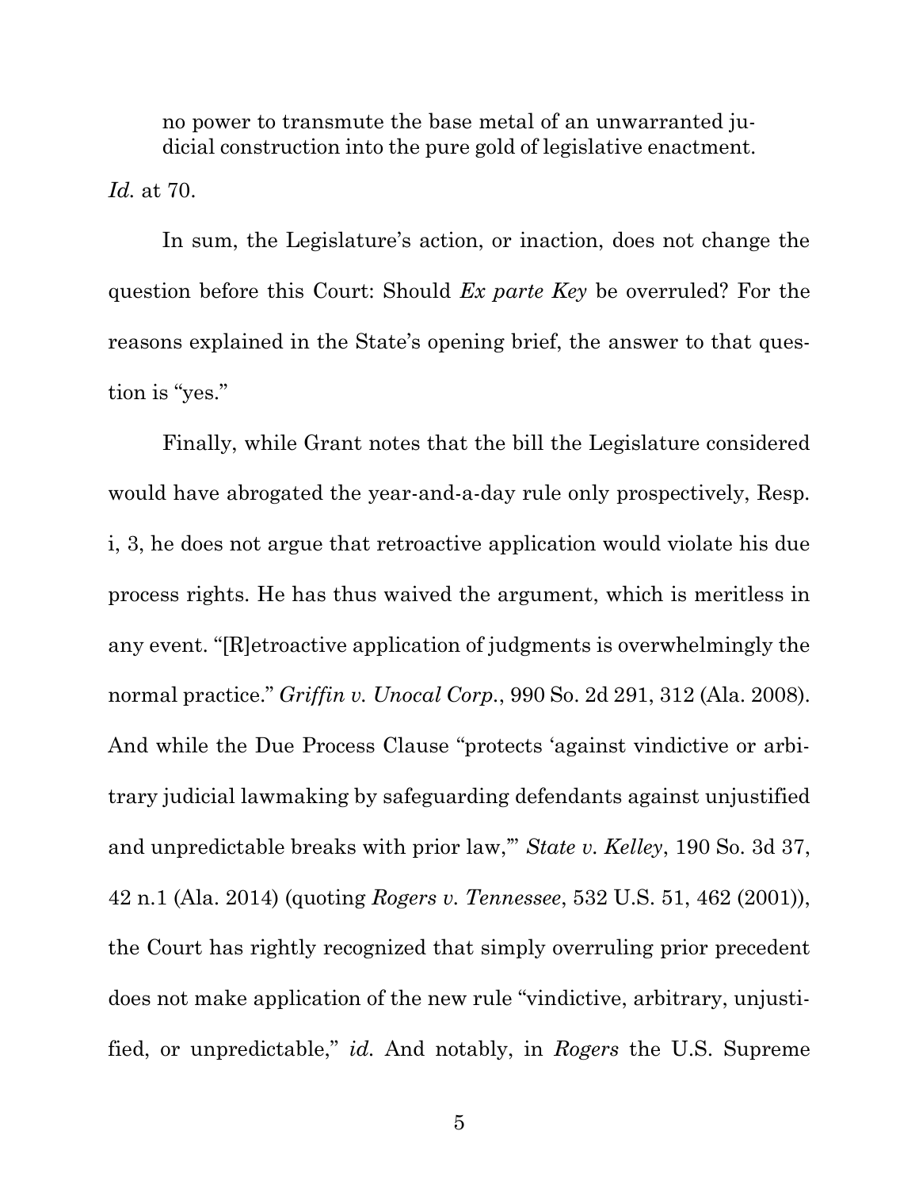> no power to transmute the base metal of an unwarranted judicial construction into the pure gold of legislative enactment.

*Id.* at 70.

In sum, the Legislature's action, or inaction, does not change the question before this Court: Should *Ex parte Key* be overruled? For the reasons explained in the State's opening brief, the answer to that question is "yes."

Finally, while Grant notes that the bill the Legislature considered would have abrogated the year-and-a-day rule only prospectively, Resp. i, 3, he does not argue that retroactive application would violate his due process rights. He has thus waived the argument, which is meritless in any event. "[R]etroactive application of judgments is overwhelmingly the normal practice." *Griffin v. Unocal Corp.*, 990 So. 2d 291, 312 (Ala. 2008). And while the Due Process Clause "protects 'against vindictive or arbitrary judicial lawmaking by safeguarding defendants against unjustified and unpredictable breaks with prior law,'" *State v. Kelley*, 190 So. 3d 37, 42 n.1 (Ala. 2014) (quoting *Rogers v. Tennessee*, 532 U.S. 51, 462 (2001)), the Court has rightly recognized that simply overruling prior precedent does not make application of the new rule "vindictive, arbitrary, unjustified, or unpredictable," *id.* And notably, in *Rogers* the U.S. Supreme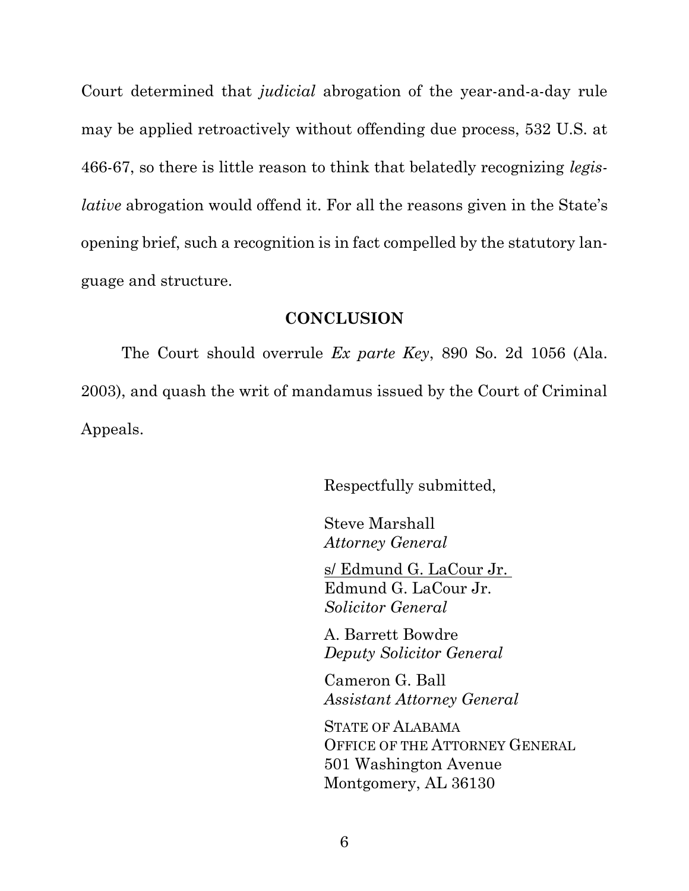Court determined that *judicial* abrogation of the year-and-a-day rule may be applied retroactively without offending due process, 532 U.S. at 466-67, so there is little reason to think that belatedly recognizing *legislative* abrogation would offend it. For all the reasons given in the State's opening brief, such a recognition is in fact compelled by the statutory language and structure.

## CONCLUSION

The Court should overrule *Ex parte Key*, 890 So. 2d 1056 (Ala. 2003), and quash the writ of mandamus issued by the Court of Criminal Appeals.

Respectfully submitted,

Steve Marshall
*Attorney General*

s/ Edmund G. LaCour Jr.
Edmund G. LaCour Jr.
*Solicitor General*

A. Barrett Bowdre
*Deputy Solicitor General*

Cameron G. Ball
*Assistant Attorney General*

STATE OF ALABAMA
OFFICE OF THE ATTORNEY GENERAL
501 Washington Avenue
Montgomery, AL 36130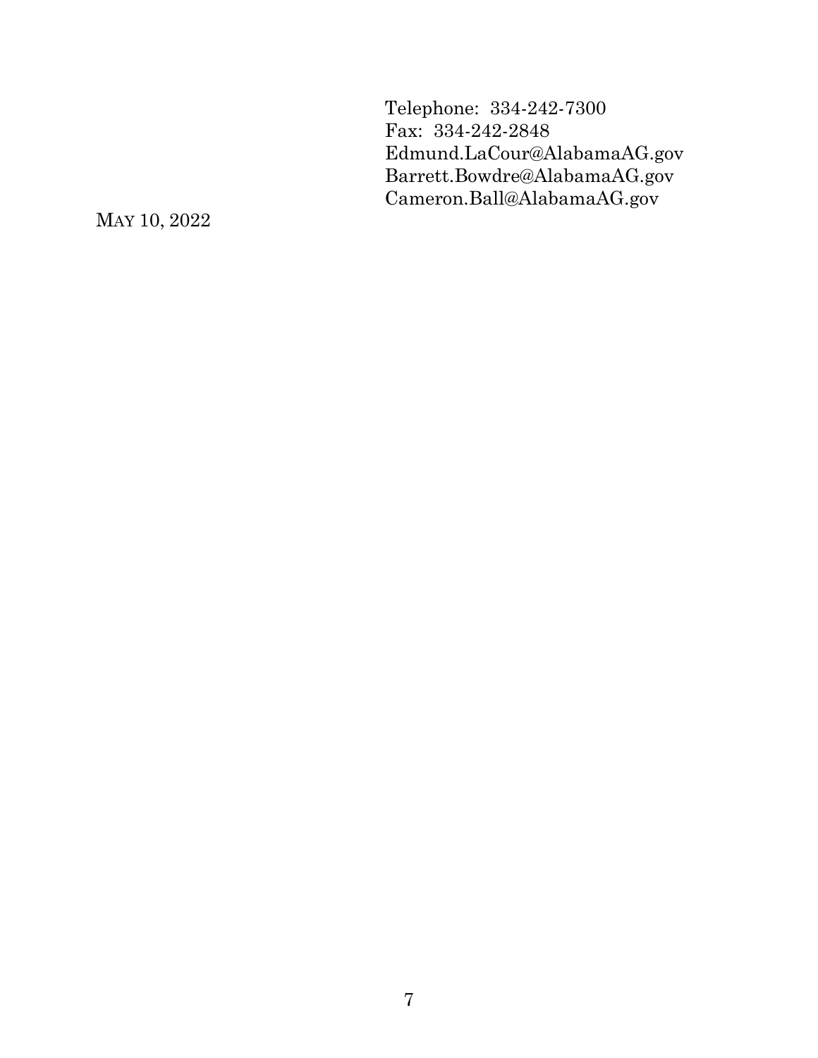Telephone: 334-242-7300
Fax: 334-242-2848
Edmund.LaCour@AlabamaAG.gov
Barrett.Bowdre@AlabamaAG.gov
Cameron.Ball@AlabamaAG.gov

MAY 10, 2022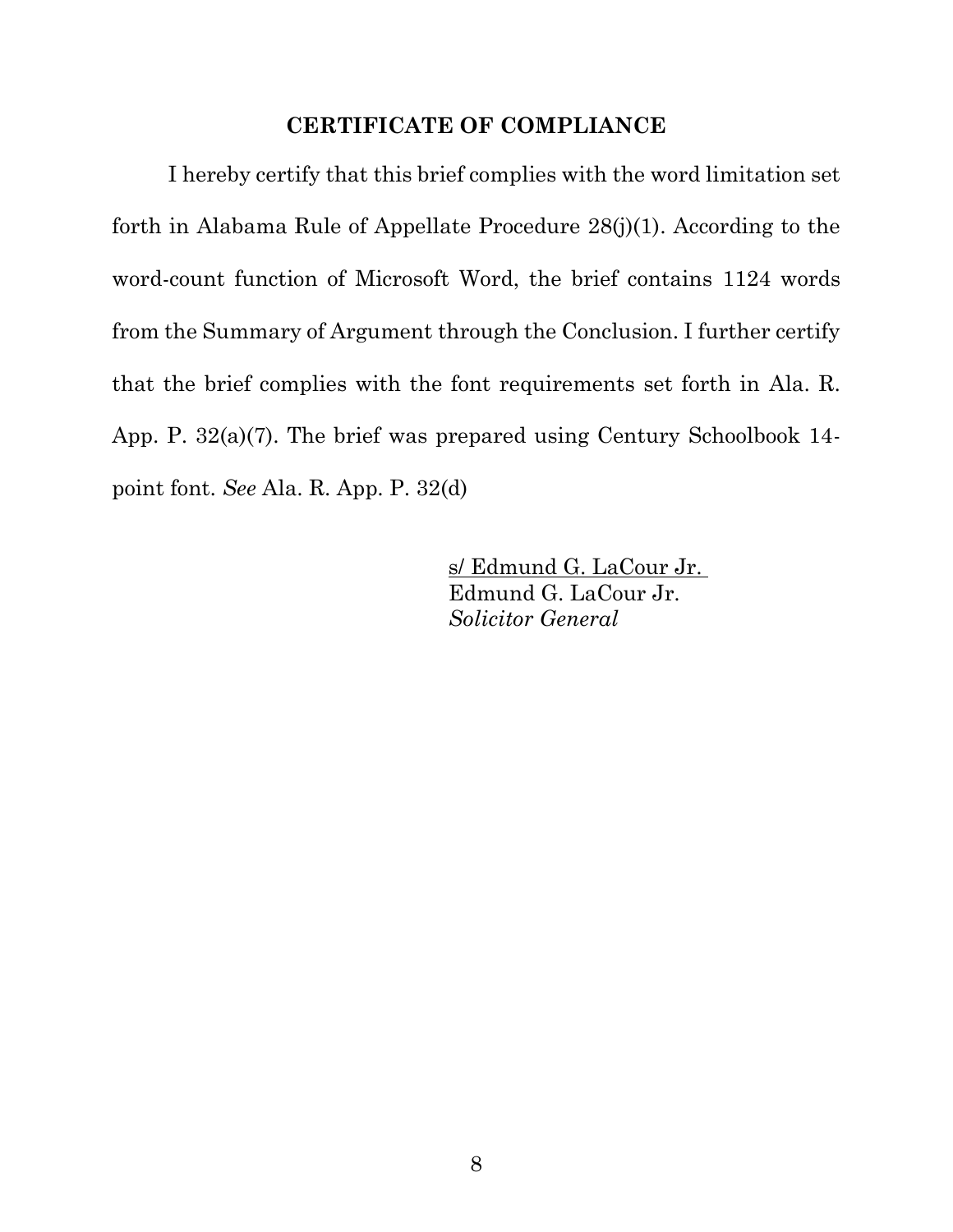## CERTIFICATE OF COMPLIANCE

I hereby certify that this brief complies with the word limitation set forth in Alabama Rule of Appellate Procedure 28(j)(1). According to the word-count function of Microsoft Word, the brief contains 1124 words from the Summary of Argument through the Conclusion. I further certify that the brief complies with the font requirements set forth in Ala. R. App. P. 32(a)(7). The brief was prepared using Century Schoolbook 14-point font. *See* Ala. R. App. P. 32(d)

s/ Edmund G. LaCour Jr.
Edmund G. LaCour Jr.
*Solicitor General*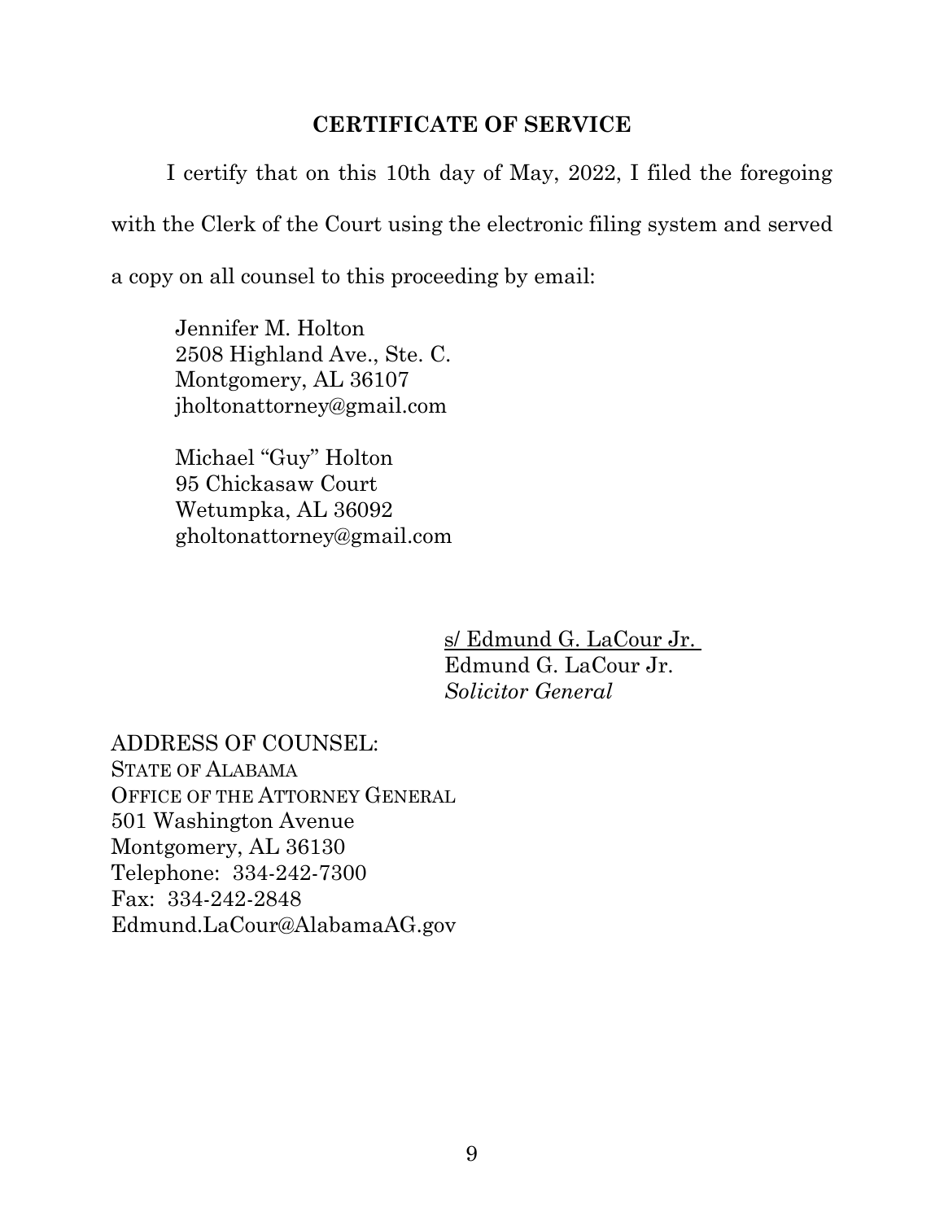## CERTIFICATE OF SERVICE

I certify that on this 10th day of May, 2022, I filed the foregoing with the Clerk of the Court using the electronic filing system and served a copy on all counsel to this proceeding by email:

Jennifer M. Holton
2508 Highland Ave., Ste. C.
Montgomery, AL 36107
jholtonattorney@gmail.com

Michael "Guy" Holton
95 Chickasaw Court
Wetumpka, AL 36092
gholtonattorney@gmail.com

s/ Edmund G. LaCour Jr.
Edmund G. LaCour Jr.
*Solicitor General*

ADDRESS OF COUNSEL:
STATE OF ALABAMA
OFFICE OF THE ATTORNEY GENERAL
501 Washington Avenue
Montgomery, AL 36130
Telephone: 334-242-7300
Fax: 334-242-2848
Edmund.LaCour@AlabamaAG.gov